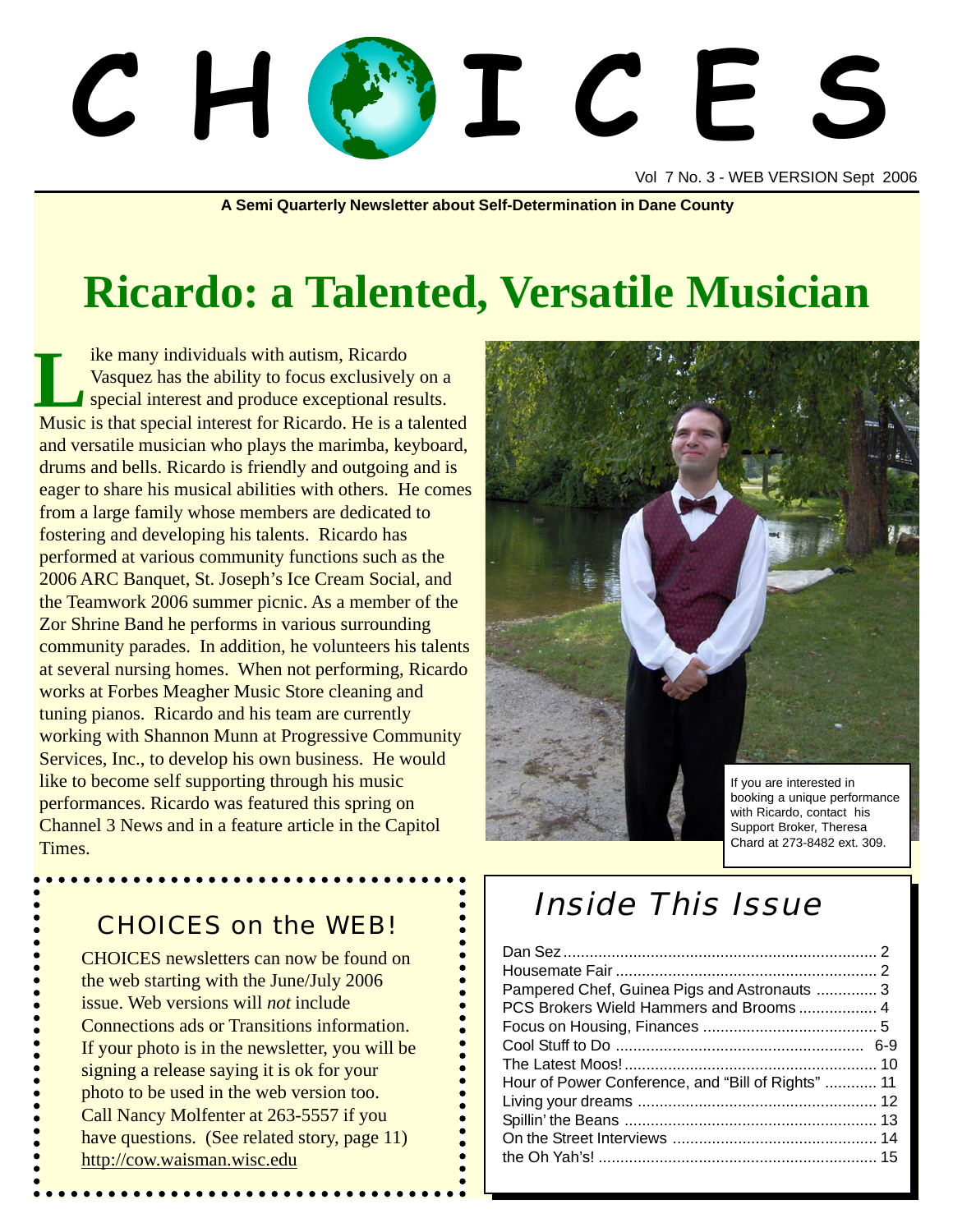# CHOICES

Vol 7 No. 3 - WEB VERSION Sept 2006

**A Semi Quarterly Newsletter about Self-Determination in Dane County**

# Ricardo: a Talented, Versatile Musician

Like many individuals with autism, Ricardo Vasquez has the ability to focus exclusively on a special interest and produce exceptional results. Music is that special interest for Ricardo. He is a talented and versatile musician who plays the marimba, keyboard, drums and bells. Ricardo is friendly and outgoing and is eager to share his musical abilities with others. He comes from a large family whose members are dedicated to fostering and developing his talents. Ricardo has performed at various community functions such as the 2006 ARC Banquet, St. Joseph's Ice Cream Social, and the Teamwork 2006 summer picnic. As a member of the Zor Shrine Band he performs in various surrounding community parades. In addition, he volunteers his talents at several nursing homes. When not performing, Ricardo works at Forbes Meagher Music Store cleaning and tuning pianos. Ricardo and his team are currently working with Shannon Munn at Progressive Community Services, Inc., to develop his own business. He would like to become self supporting through his music performances. Ricardo was featured this spring on Channel 3 News and in a feature article in the Capitol Times.

If you are interested in booking a unique performance with Ricardo, contact his Support Broker, Theresa Chard at 273-8482 ext. 309.

## CHOICES on the WEB!

CHOICES newsletters can now be found on the web starting with the June/July 2006 issue. Web versions will *not* include Connections ads or Transitions information. If your photo is in the newsletter, you will be signing a release saying it is ok for your photo to be used in the web version too. Call Nancy Molfenter at 263-5557 if you have questions. (See related story, page 11)
http://cow.waisman.wisc.edu

## Inside This Issue

| | |
|---|---|
| Dan Sez | 2 |
| Housemate Fair | 2 |
| Pampered Chef, Guinea Pigs and Astronauts | 3 |
| PCS Brokers Wield Hammers and Brooms | 4 |
| Focus on Housing, Finances | 5 |
| Cool Stuff to Do | 6-9 |
| The Latest Moos! | 10 |
| Hour of Power Conference, and "Bill of Rights" | 11 |
| Living your dreams | 12 |
| Spillin' the Beans | 13 |
| On the Street Interviews | 14 |
| the Oh Yah's! | 15 |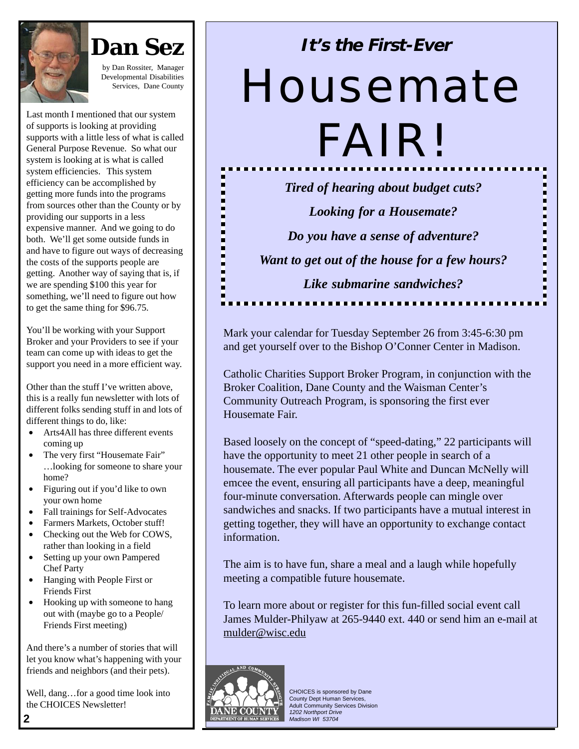# Dan Sez

by Dan Rossiter, Manager Developmental Disabilities Services, Dane County

Last month I mentioned that our system of supports is looking at providing supports with a little less of what is called General Purpose Revenue. So what our system is looking at is what is called system efficiencies. This system efficiency can be accomplished by getting more funds into the programs from sources other than the County or by providing our supports in a less expensive manner. And we going to do both. We'll get some outside funds in and have to figure out ways of decreasing the costs of the supports people are getting. Another way of saying that is, if we are spending $100 this year for something, we'll need to figure out how to get the same thing for $96.75.

You'll be working with your Support Broker and your Providers to see if your team can come up with ideas to get the support you need in a more efficient way.

Other than the stuff I've written above, this is a really fun newsletter with lots of different folks sending stuff in and lots of different things to do, like:

- Arts4All has three different events coming up
- The very first "Housemate Fair" …looking for someone to share your home?
- Figuring out if you'd like to own your own home
- Fall trainings for Self-Advocates
- Farmers Markets, October stuff!
- Checking out the Web for COWS, rather than looking in a field
- Setting up your own Pampered Chef Party
- Hanging with People First or Friends First
- Hooking up with someone to hang out with (maybe go to a People/ Friends First meeting)

And there's a number of stories that will let you know what's happening with your friends and neighbors (and their pets).

Well, dang…for a good time look into the CHOICES Newsletter!

**It's the First-Ever**

# Housemate FAIR!

***Tired of hearing about budget cuts?***

***Looking for a Housemate?***

***Do you have a sense of adventure?***

***Want to get out of the house for a few hours?***

***Like submarine sandwiches?***

Mark your calendar for Tuesday September 26 from 3:45-6:30 pm and get yourself over to the Bishop O'Conner Center in Madison.

Catholic Charities Support Broker Program, in conjunction with the Broker Coalition, Dane County and the Waisman Center's Community Outreach Program, is sponsoring the first ever Housemate Fair.

Based loosely on the concept of "speed-dating," 22 participants will have the opportunity to meet 21 other people in search of a housemate. The ever popular Paul White and Duncan McNelly will emcee the event, ensuring all participants have a deep, meaningful four-minute conversation. Afterwards people can mingle over sandwiches and snacks. If two participants have a mutual interest in getting together, they will have an opportunity to exchange contact information.

The aim is to have fun, share a meal and a laugh while hopefully meeting a compatible future housemate.

To learn more about or register for this fun-filled social event call James Mulder-Philyaw at 265-9440 ext. 440 or send him an e-mail at mulder@wisc.edu

CHOICES is sponsored by Dane County Dept Human Services, Adult Community Services Division
*1202 Northport Drive*
*Madison WI 53704*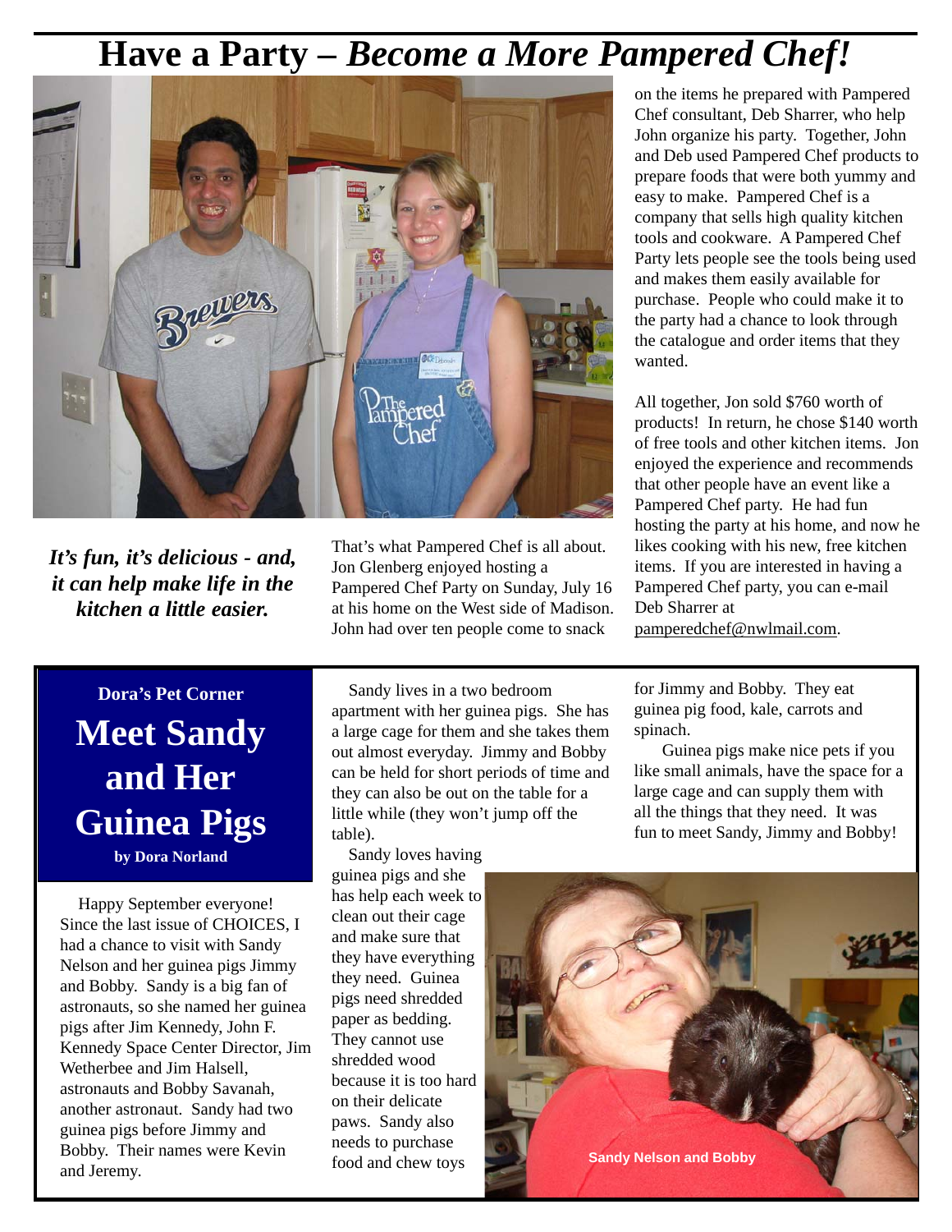# Have a Party – *Become a More Pampered Chef!*

***It's fun, it's delicious - and, it can help make life in the kitchen a little easier.***

That's what Pampered Chef is all about. Jon Glenberg enjoyed hosting a Pampered Chef Party on Sunday, July 16 at his home on the West side of Madison. John had over ten people come to snack on the items he prepared with Pampered Chef consultant, Deb Sharrer, who help John organize his party. Together, John and Deb used Pampered Chef products to prepare foods that were both yummy and easy to make. Pampered Chef is a company that sells high quality kitchen tools and cookware. A Pampered Chef Party lets people see the tools being used and makes them easily available for purchase. People who could make it to the party had a chance to look through the catalogue and order items that they wanted.

All together, Jon sold $760 worth of products! In return, he chose $140 worth of free tools and other kitchen items. Jon enjoyed the experience and recommends that other people have an event like a Pampered Chef party. He had fun hosting the party at his home, and now he likes cooking with his new, free kitchen items. If you are interested in having a Pampered Chef party, you can e-mail Deb Sharrer at pamperedchef@nwlmail.com.

**Dora's Pet Corner**

## Meet Sandy and Her Guinea Pigs

**by Dora Norland**

Happy September everyone! Since the last issue of CHOICES, I had a chance to visit with Sandy Nelson and her guinea pigs Jimmy and Bobby. Sandy is a big fan of astronauts, so she named her guinea pigs after Jim Kennedy, John F. Kennedy Space Center Director, Jim Wetherbee and Jim Halsell, astronauts and Bobby Savanah, another astronaut. Sandy had two guinea pigs before Jimmy and Bobby. Their names were Kevin and Jeremy.

Sandy lives in a two bedroom apartment with her guinea pigs. She has a large cage for them and she takes them out almost everyday. Jimmy and Bobby can be held for short periods of time and they can also be out on the table for a little while (they won't jump off the table).

Sandy loves having guinea pigs and she has help each week to clean out their cage and make sure that they have everything they need. Guinea pigs need shredded paper as bedding. They cannot use shredded wood because it is too hard on their delicate paws. Sandy also needs to purchase food and chew toys for Jimmy and Bobby. They eat guinea pig food, kale, carrots and spinach.

Guinea pigs make nice pets if you like small animals, have the space for a large cage and can supply them with all the things that they need. It was fun to meet Sandy, Jimmy and Bobby!

Sandy Nelson and Bobby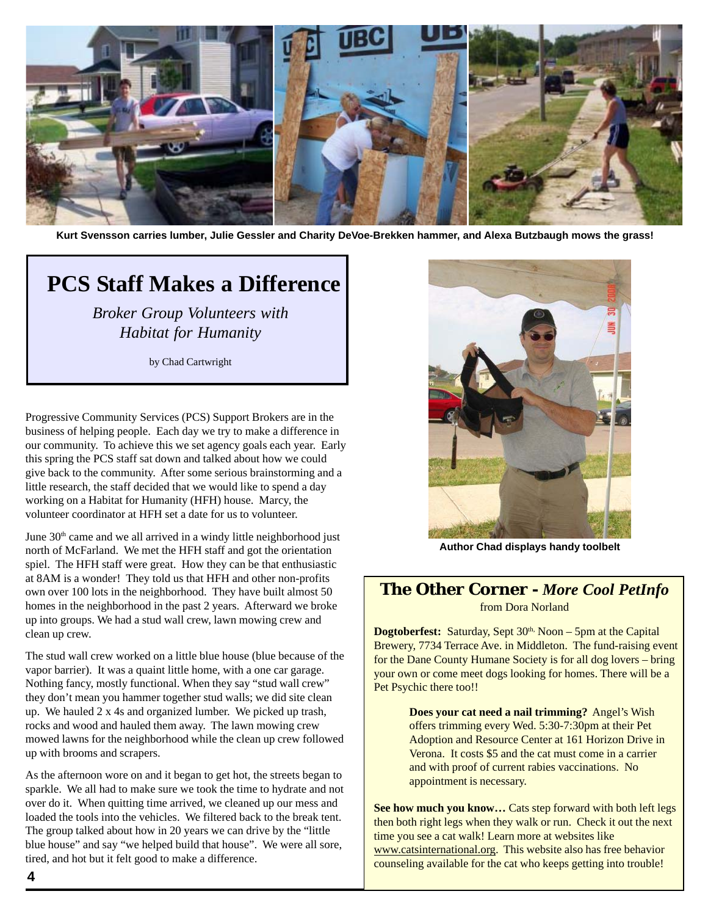Kurt Svensson carries lumber, Julie Gessler and Charity DeVoe-Brekken hammer, and Alexa Butzbaugh mows the grass!

# PCS Staff Makes a Difference

*Broker Group Volunteers with Habitat for Humanity*

by Chad Cartwright

Progressive Community Services (PCS) Support Brokers are in the business of helping people. Each day we try to make a difference in our community. To achieve this we set agency goals each year. Early this spring the PCS staff sat down and talked about how we could give back to the community. After some serious brainstorming and a little research, the staff decided that we would like to spend a day working on a Habitat for Humanity (HFH) house. Marcy, the volunteer coordinator at HFH set a date for us to volunteer.

June 30th came and we all arrived in a windy little neighborhood just north of McFarland. We met the HFH staff and got the orientation spiel. The HFH staff were great. How they can be that enthusiastic at 8AM is a wonder! They told us that HFH and other non-profits own over 100 lots in the neighborhood. They have built almost 50 homes in the neighborhood in the past 2 years. Afterward we broke up into groups. We had a stud wall crew, lawn mowing crew and clean up crew.

The stud wall crew worked on a little blue house (blue because of the vapor barrier). It was a quaint little home, with a one car garage. Nothing fancy, mostly functional. When they say "stud wall crew" they don't mean you hammer together stud walls; we did site clean up. We hauled 2 x 4s and organized lumber. We picked up trash, rocks and wood and hauled them away. The lawn mowing crew mowed lawns for the neighborhood while the clean up crew followed up with brooms and scrapers.

As the afternoon wore on and it began to get hot, the streets began to sparkle. We all had to make sure we took the time to hydrate and not over do it. When quitting time arrived, we cleaned up our mess and loaded the tools into the vehicles. We filtered back to the break tent. The group talked about how in 20 years we can drive by the "little blue house" and say "we helped build that house". We were all sore, tired, and hot but it felt good to make a difference.

Author Chad displays handy toolbelt

## The Other Corner - *More Cool PetInfo*

from Dora Norland

**Dogtoberfest:** Saturday, Sept 30th. Noon – 5pm at the Capital Brewery, 7734 Terrace Ave. in Middleton. The fund-raising event for the Dane County Humane Society is for all dog lovers – bring your own or come meet dogs looking for homes. There will be a Pet Psychic there too!!

**Does your cat need a nail trimming?** Angel's Wish offers trimming every Wed. 5:30-7:30pm at their Pet Adoption and Resource Center at 161 Horizon Drive in Verona. It costs $5 and the cat must come in a carrier and with proof of current rabies vaccinations. No appointment is necessary.

**See how much you know…** Cats step forward with both left legs then both right legs when they walk or run. Check it out the next time you see a cat walk! Learn more at websites like www.catsinternational.org. This website also has free behavior counseling available for the cat who keeps getting into trouble!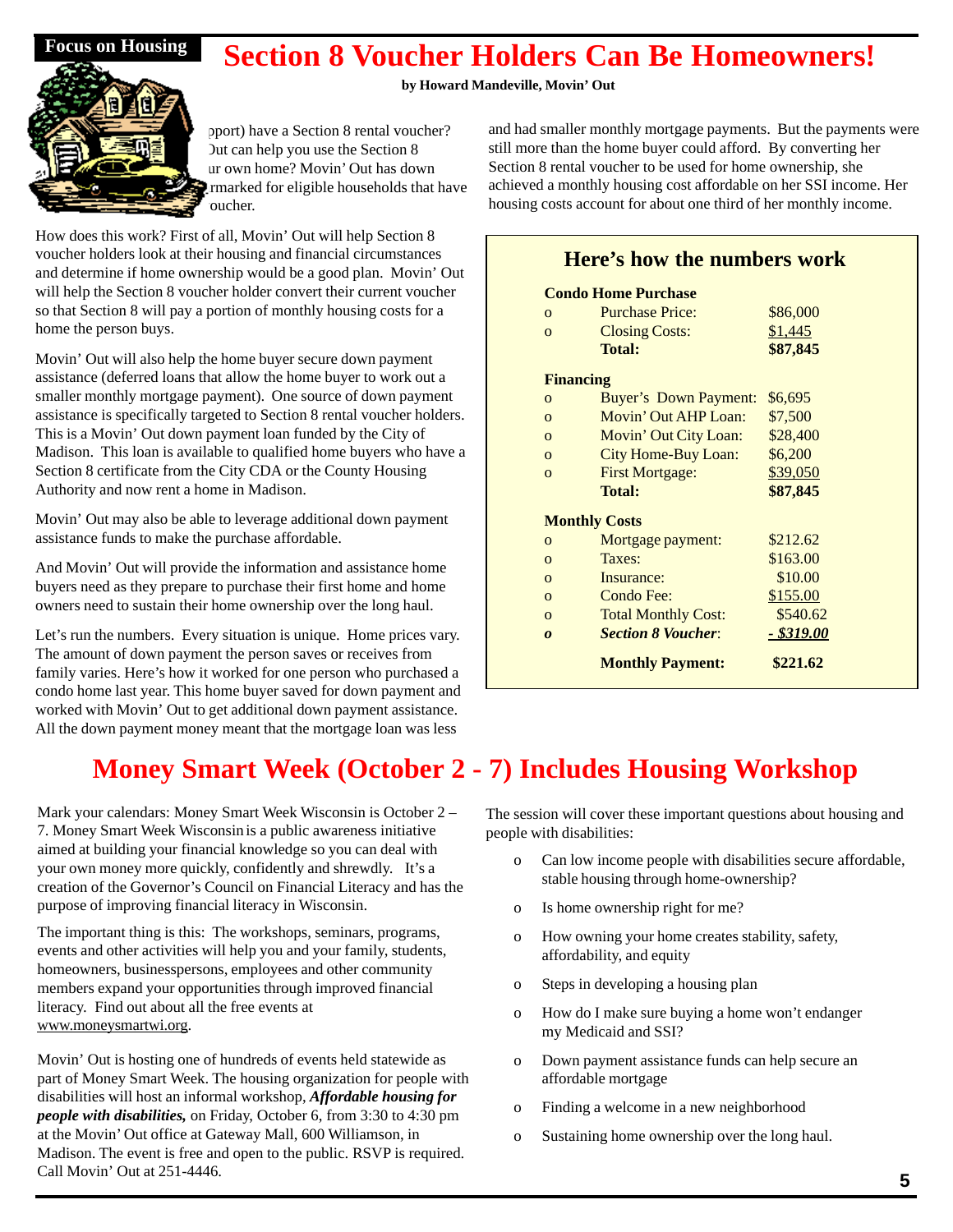Focus on Housing

# Section 8 Voucher Holders Can Be Homeowners!

**by Howard Mandeville, Movin' Out**

pport) have a Section 8 rental voucher? Out can help you use the Section 8 ur own home? Movin' Out has down rmarked for eligible households that have oucher.

How does this work? First of all, Movin' Out will help Section 8 voucher holders look at their housing and financial circumstances and determine if home ownership would be a good plan. Movin' Out will help the Section 8 voucher holder convert their current voucher so that Section 8 will pay a portion of monthly housing costs for a home the person buys.

Movin' Out will also help the home buyer secure down payment assistance (deferred loans that allow the home buyer to work out a smaller monthly mortgage payment). One source of down payment assistance is specifically targeted to Section 8 rental voucher holders. This is a Movin' Out down payment loan funded by the City of Madison. This loan is available to qualified home buyers who have a Section 8 certificate from the City CDA or the County Housing Authority and now rent a home in Madison.

Movin' Out may also be able to leverage additional down payment assistance funds to make the purchase affordable.

And Movin' Out will provide the information and assistance home buyers need as they prepare to purchase their first home and home owners need to sustain their home ownership over the long haul.

Let's run the numbers. Every situation is unique. Home prices vary. The amount of down payment the person saves or receives from family varies. Here's how it worked for one person who purchased a condo home last year. This home buyer saved for down payment and worked with Movin' Out to get additional down payment assistance. All the down payment money meant that the mortgage loan was less and had smaller monthly mortgage payments. But the payments were still more than the home buyer could afford. By converting her Section 8 rental voucher to be used for home ownership, she achieved a monthly housing cost affordable on her SSI income. Her housing costs account for about one third of her monthly income.

## Here's how the numbers work

**Condo Home Purchase**

| | | |
|---|---|---|
| o | Purchase Price: | $86,000 |
| o | Closing Costs: | $1,445 |
| | **Total:** | **$87,845** |

**Financing**

| | | |
|---|---|---|
| o | Buyer's Down Payment: | $6,695 |
| o | Movin' Out AHP Loan: | $7,500 |
| o | Movin' Out City Loan: | $28,400 |
| o | City Home-Buy Loan: | $6,200 |
| o | First Mortgage: | $39,050 |
| | **Total:** | **$87,845** |

**Monthly Costs**

| | | |
|---|---|---|
| o | Mortgage payment: | $212.62 |
| o | Taxes: | $163.00 |
| o | Insurance: | $10.00 |
| o | Condo Fee: | $155.00 |
| o | Total Monthly Cost: | $540.62 |
| ***o*** | ***Section 8 Voucher*:** | ***- $319.00*** |
| | **Monthly Payment:** | **$221.62** |

# Money Smart Week (October 2 - 7) Includes Housing Workshop

Mark your calendars: Money Smart Week Wisconsin is October 2 – 7. Money Smart Week Wisconsin is a public awareness initiative aimed at building your financial knowledge so you can deal with your own money more quickly, confidently and shrewdly. It's a creation of the Governor's Council on Financial Literacy and has the purpose of improving financial literacy in Wisconsin.

The important thing is this: The workshops, seminars, programs, events and other activities will help you and your family, students, homeowners, businesspersons, employees and other community members expand your opportunities through improved financial literacy. Find out about all the free events at www.moneysmartwi.org.

Movin' Out is hosting one of hundreds of events held statewide as part of Money Smart Week. The housing organization for people with disabilities will host an informal workshop, ***Affordable housing for people with disabilities,*** on Friday, October 6, from 3:30 to 4:30 pm at the Movin' Out office at Gateway Mall, 600 Williamson, in Madison. The event is free and open to the public. RSVP is required. Call Movin' Out at 251-4446.

The session will cover these important questions about housing and people with disabilities:

- Can low income people with disabilities secure affordable, stable housing through home-ownership?
- Is home ownership right for me?
- How owning your home creates stability, safety, affordability, and equity
- Steps in developing a housing plan
- How do I make sure buying a home won't endanger my Medicaid and SSI?
- Down payment assistance funds can help secure an affordable mortgage
- Finding a welcome in a new neighborhood
- Sustaining home ownership over the long haul.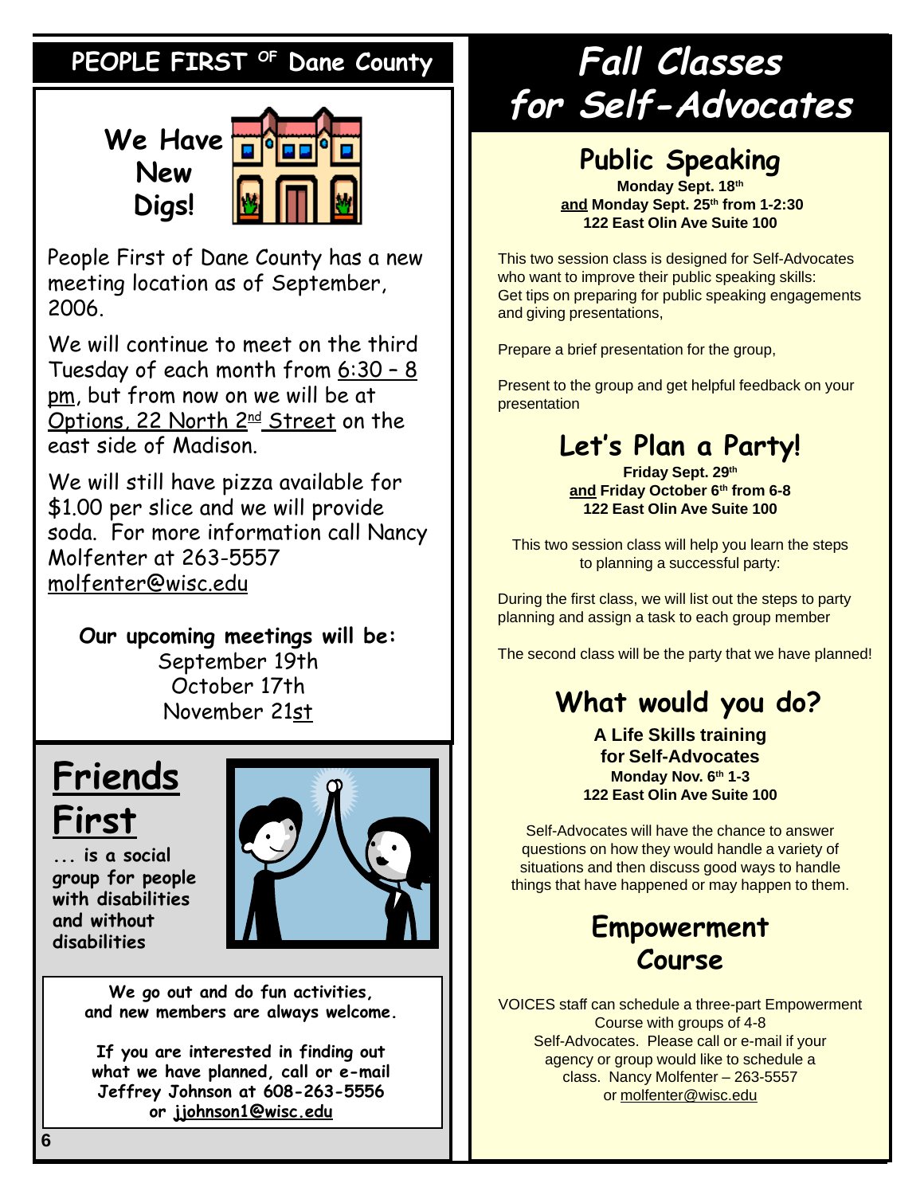## PEOPLE FIRST OF Dane County

### We Have New Digs!

People First of Dane County has a new meeting location as of September, 2006.

We will continue to meet on the third Tuesday of each month from 6:30 – 8 pm, but from now on we will be at Options, 22 North 2nd Street on the east side of Madison.

We will still have pizza available for $1.00 per slice and we will provide soda. For more information call Nancy Molfenter at 263-5557 molfenter@wisc.edu

**Our upcoming meetings will be:**
September 19th
October 17th
November 21st

## Friends First

**... is a social group for people with disabilities and without disabilities**

**We go out and do fun activities, and new members are always welcome.**

**If you are interested in finding out what we have planned, call or e-mail Jeffrey Johnson at 608-263-5556 or jjohnson1@wisc.edu**

# *Fall Classes for Self-Advocates*

## Public Speaking

**Monday Sept. 18th**
**and Monday Sept. 25th from 1-2:30**
**122 East Olin Ave Suite 100**

This two session class is designed for Self-Advocates who want to improve their public speaking skills: Get tips on preparing for public speaking engagements and giving presentations,

Prepare a brief presentation for the group,

Present to the group and get helpful feedback on your presentation

## Let's Plan a Party!

**Friday Sept. 29th**
**and Friday October 6th from 6-8**
**122 East Olin Ave Suite 100**

This two session class will help you learn the steps to planning a successful party:

During the first class, we will list out the steps to party planning and assign a task to each group member

The second class will be the party that we have planned!

## What would you do?

**A Life Skills training for Self-Advocates**
**Monday Nov. 6th 1-3**
**122 East Olin Ave Suite 100**

Self-Advocates will have the chance to answer questions on how they would handle a variety of situations and then discuss good ways to handle things that have happened or may happen to them.

## Empowerment Course

VOICES staff can schedule a three-part Empowerment Course with groups of 4-8 Self-Advocates. Please call or e-mail if your agency or group would like to schedule a class. Nancy Molfenter – 263-5557 or molfenter@wisc.edu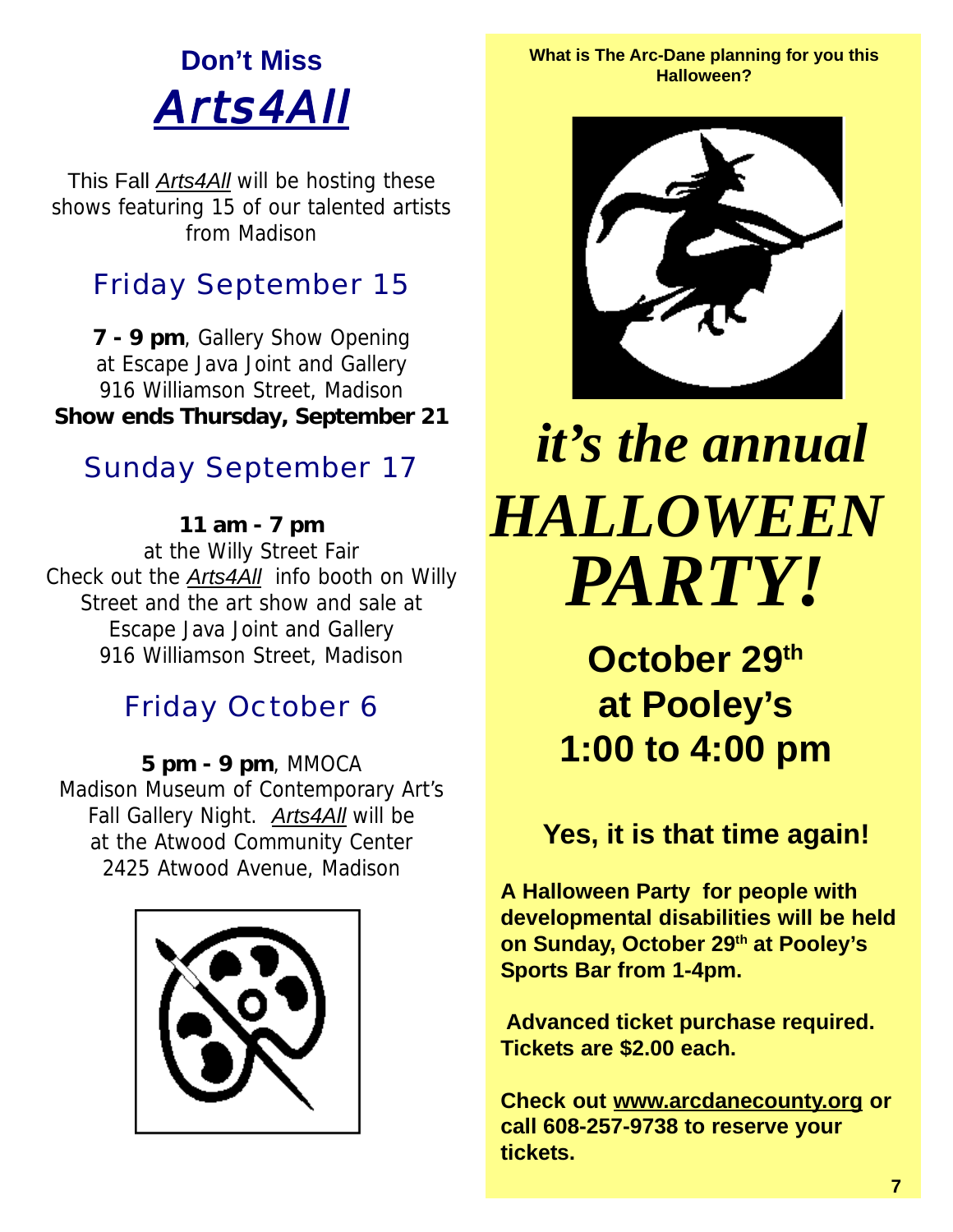## Don't Miss

# *Arts4All*

This Fall *Arts4All* will be hosting these shows featuring 15 of our talented artists from Madison

### Friday September 15

**7 - 9 pm**, Gallery Show Opening
at Escape Java Joint and Gallery
916 Williamson Street, Madison
**Show ends Thursday, September 21**

### Sunday September 17

**11 am - 7 pm**
at the Willy Street Fair
Check out the *Arts4All* info booth on Willy Street and the art show and sale at Escape Java Joint and Gallery
916 Williamson Street, Madison

### Friday October 6

**5 pm - 9 pm**, MMOCA
Madison Museum of Contemporary Art's Fall Gallery Night. *Arts4All* will be at the Atwood Community Center
2425 Atwood Avenue, Madison

**What is The Arc-Dane planning for you this Halloween?**

# *it's the annual HALLOWEEN PARTY!*

## October 29th at Pooley's 1:00 to 4:00 pm

### Yes, it is that time again!

**A Halloween Party for people with developmental disabilities will be held on Sunday, October 29th at Pooley's Sports Bar from 1-4pm.**

**Advanced ticket purchase required. Tickets are $2.00 each.**

**Check out www.arcdanecounty.org or call 608-257-9738 to reserve your tickets.**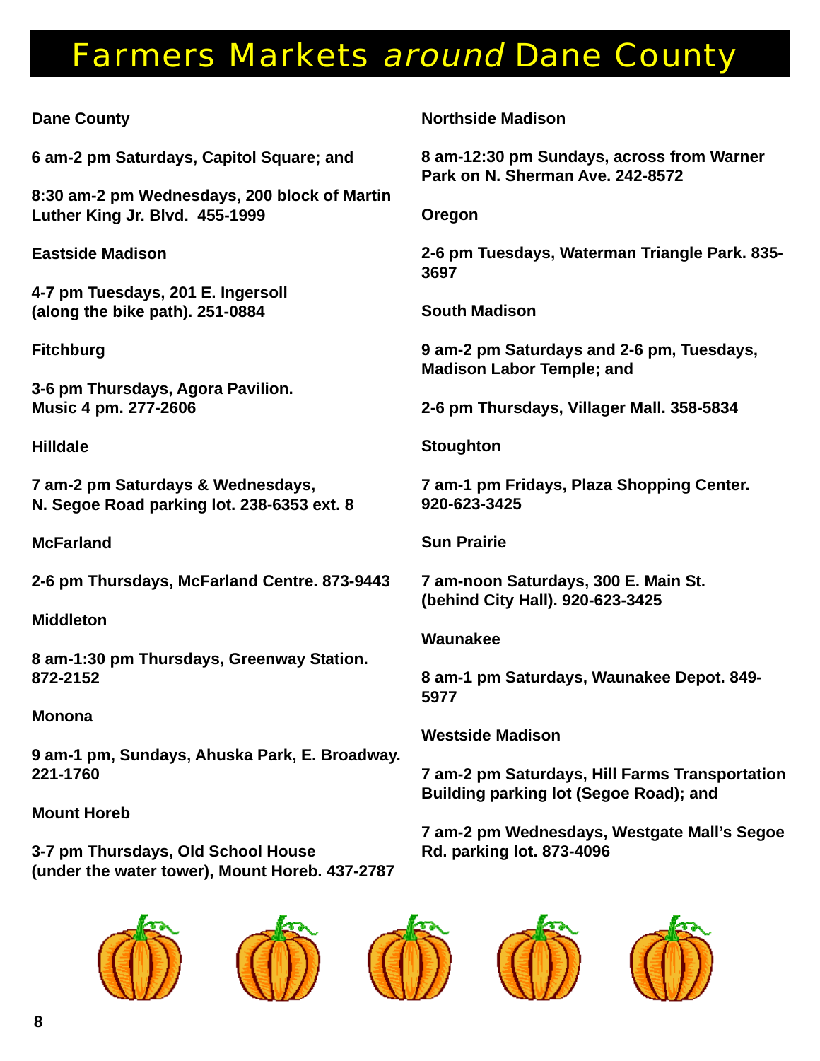# Farmers Markets *around* Dane County

**Dane County**

**6 am-2 pm Saturdays, Capitol Square; and**

**8:30 am-2 pm Wednesdays, 200 block of Martin Luther King Jr. Blvd. 455-1999**

**Eastside Madison**

**4-7 pm Tuesdays, 201 E. Ingersoll (along the bike path). 251-0884**

**Fitchburg**

**3-6 pm Thursdays, Agora Pavilion. Music 4 pm. 277-2606**

**Hilldale**

**7 am-2 pm Saturdays & Wednesdays, N. Segoe Road parking lot. 238-6353 ext. 8**

**McFarland**

**2-6 pm Thursdays, McFarland Centre. 873-9443**

**Middleton**

**8 am-1:30 pm Thursdays, Greenway Station. 872-2152**

**Monona**

**9 am-1 pm, Sundays, Ahuska Park, E. Broadway. 221-1760**

**Mount Horeb**

**3-7 pm Thursdays, Old School House (under the water tower), Mount Horeb. 437-2787**

**Northside Madison**

**8 am-12:30 pm Sundays, across from Warner Park on N. Sherman Ave. 242-8572**

**Oregon**

**2-6 pm Tuesdays, Waterman Triangle Park. 835-3697**

**South Madison**

**9 am-2 pm Saturdays and 2-6 pm, Tuesdays, Madison Labor Temple; and**

**2-6 pm Thursdays, Villager Mall. 358-5834**

**Stoughton**

**7 am-1 pm Fridays, Plaza Shopping Center. 920-623-3425**

**Sun Prairie**

**7 am-noon Saturdays, 300 E. Main St. (behind City Hall). 920-623-3425**

**Waunakee**

**8 am-1 pm Saturdays, Waunakee Depot. 849-5977**

**Westside Madison**

**7 am-2 pm Saturdays, Hill Farms Transportation Building parking lot (Segoe Road); and**

**7 am-2 pm Wednesdays, Westgate Mall's Segoe Rd. parking lot. 873-4096**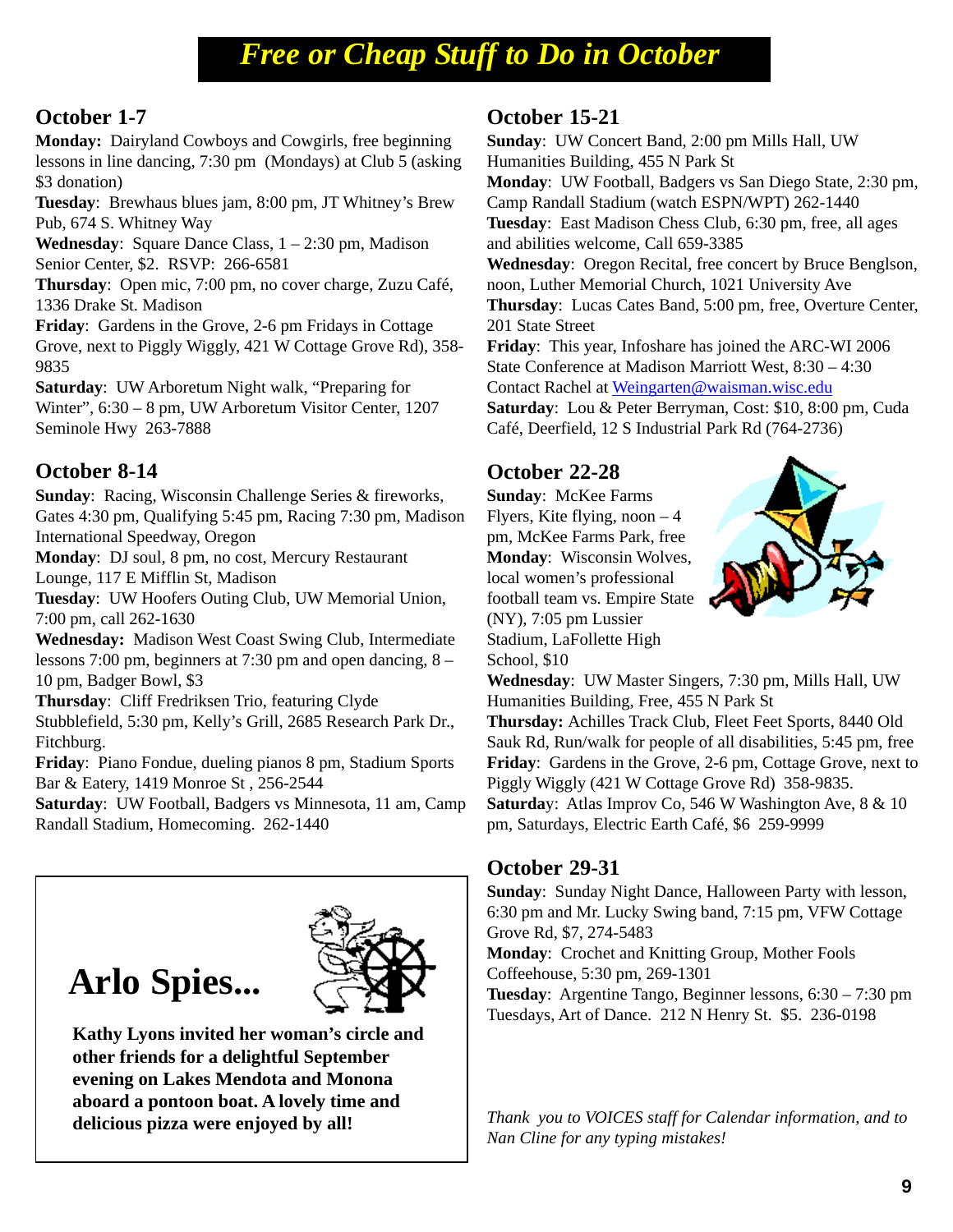# Free or Cheap Stuff to Do in October

## October 1-7

**Monday:** Dairyland Cowboys and Cowgirls, free beginning lessons in line dancing, 7:30 pm (Mondays) at Club 5 (asking $3 donation)

**Tuesday**: Brewhaus blues jam, 8:00 pm, JT Whitney's Brew Pub, 674 S. Whitney Way

**Wednesday**: Square Dance Class, 1 – 2:30 pm, Madison Senior Center, $2. RSVP: 266-6581

**Thursday**: Open mic, 7:00 pm, no cover charge, Zuzu Café, 1336 Drake St. Madison

**Friday**: Gardens in the Grove, 2-6 pm Fridays in Cottage Grove, next to Piggly Wiggly, 421 W Cottage Grove Rd), 358-9835

**Saturday**: UW Arboretum Night walk, "Preparing for Winter", 6:30 – 8 pm, UW Arboretum Visitor Center, 1207 Seminole Hwy 263-7888

## October 8-14

**Sunday**: Racing, Wisconsin Challenge Series & fireworks, Gates 4:30 pm, Qualifying 5:45 pm, Racing 7:30 pm, Madison International Speedway, Oregon

**Monday**: DJ soul, 8 pm, no cost, Mercury Restaurant Lounge, 117 E Mifflin St, Madison

**Tuesday**: UW Hoofers Outing Club, UW Memorial Union, 7:00 pm, call 262-1630

**Wednesday:** Madison West Coast Swing Club, Intermediate lessons 7:00 pm, beginners at 7:30 pm and open dancing, 8 – 10 pm, Badger Bowl, $3

**Thursday**: Cliff Fredriksen Trio, featuring Clyde Stubblefield, 5:30 pm, Kelly's Grill, 2685 Research Park Dr., Fitchburg.

**Friday**: Piano Fondue, dueling pianos 8 pm, Stadium Sports Bar & Eatery, 1419 Monroe St , 256-2544

**Saturday**: UW Football, Badgers vs Minnesota, 11 am, Camp Randall Stadium, Homecoming. 262-1440

## Arlo Spies...

**Kathy Lyons invited her woman's circle and other friends for a delightful September evening on Lakes Mendota and Monona aboard a pontoon boat. A lovely time and delicious pizza were enjoyed by all!**

## October 15-21

**Sunday**: UW Concert Band, 2:00 pm Mills Hall, UW Humanities Building, 455 N Park St

**Monday**: UW Football, Badgers vs San Diego State, 2:30 pm, Camp Randall Stadium (watch ESPN/WPT) 262-1440

**Tuesday**: East Madison Chess Club, 6:30 pm, free, all ages and abilities welcome, Call 659-3385

**Wednesday**: Oregon Recital, free concert by Bruce Benglson, noon, Luther Memorial Church, 1021 University Ave

**Thursday**: Lucas Cates Band, 5:00 pm, free, Overture Center, 201 State Street

**Friday**: This year, Infoshare has joined the ARC-WI 2006 State Conference at Madison Marriott West, 8:30 – 4:30 Contact Rachel at Weingarten@waisman.wisc.edu

**Saturday**: Lou & Peter Berryman, Cost: $10, 8:00 pm, Cuda Café, Deerfield, 12 S Industrial Park Rd (764-2736)

## October 22-28

**Sunday**: McKee Farms Flyers, Kite flying, noon – 4 pm, McKee Farms Park, free

**Monday**: Wisconsin Wolves, local women's professional football team vs. Empire State (NY), 7:05 pm Lussier Stadium, LaFollette High School, $10

**Wednesday**: UW Master Singers, 7:30 pm, Mills Hall, UW Humanities Building, Free, 455 N Park St

**Thursday:** Achilles Track Club, Fleet Feet Sports, 8440 Old Sauk Rd, Run/walk for people of all disabilities, 5:45 pm, free

**Friday**: Gardens in the Grove, 2-6 pm, Cottage Grove, next to Piggly Wiggly (421 W Cottage Grove Rd) 358-9835.

**Saturday**: Atlas Improv Co, 546 W Washington Ave, 8 & 10 pm, Saturdays, Electric Earth Café, $6 259-9999

## October 29-31

**Sunday**: Sunday Night Dance, Halloween Party with lesson, 6:30 pm and Mr. Lucky Swing band, 7:15 pm, VFW Cottage Grove Rd, $7, 274-5483

**Monday**: Crochet and Knitting Group, Mother Fools Coffeehouse, 5:30 pm, 269-1301

**Tuesday**: Argentine Tango, Beginner lessons, 6:30 – 7:30 pm Tuesdays, Art of Dance. 212 N Henry St. $5. 236-0198

*Thank you to VOICES staff for Calendar information, and to Nan Cline for any typing mistakes!*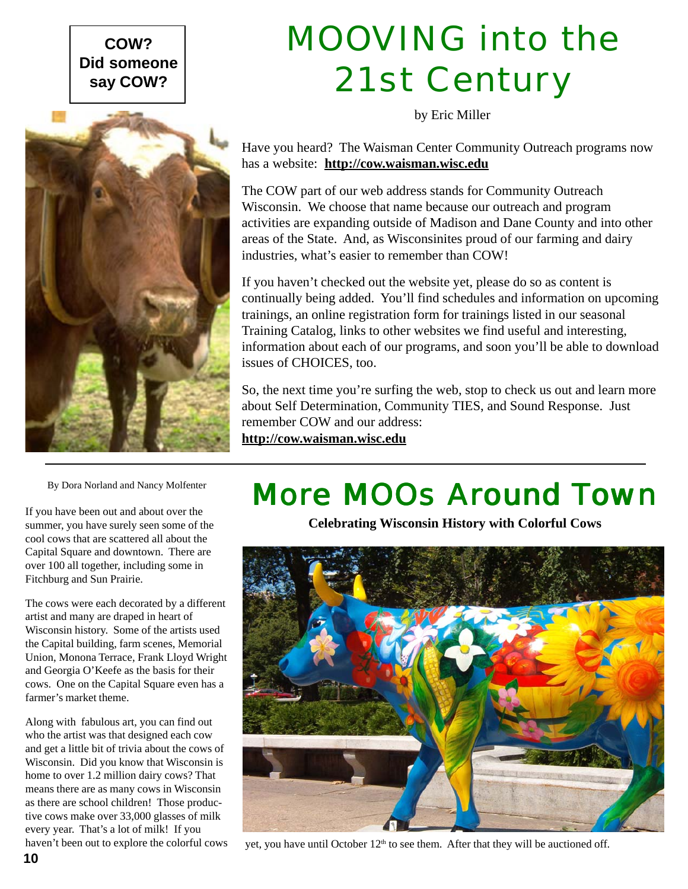**COW? Did someone say COW?**

# MOOVING into the 21st Century

by Eric Miller

Have you heard? The Waisman Center Community Outreach programs now has a website: **http://cow.waisman.wisc.edu**

The COW part of our web address stands for Community Outreach Wisconsin. We choose that name because our outreach and program activities are expanding outside of Madison and Dane County and into other areas of the State. And, as Wisconsinites proud of our farming and dairy industries, what's easier to remember than COW!

If you haven't checked out the website yet, please do so as content is continually being added. You'll find schedules and information on upcoming trainings, an online registration form for trainings listed in our seasonal Training Catalog, links to other websites we find useful and interesting, information about each of our programs, and soon you'll be able to download issues of CHOICES, too.

So, the next time you're surfing the web, stop to check us out and learn more about Self Determination, Community TIES, and Sound Response. Just remember COW and our address:
**http://cow.waisman.wisc.edu**

---

# More MOOs Around Town

**Celebrating Wisconsin History with Colorful Cows**

By Dora Norland and Nancy Molfenter

If you have been out and about over the summer, you have surely seen some of the cool cows that are scattered all about the Capital Square and downtown. There are over 100 all together, including some in Fitchburg and Sun Prairie.

The cows were each decorated by a different artist and many are draped in heart of Wisconsin history. Some of the artists used the Capital building, farm scenes, Memorial Union, Monona Terrace, Frank Lloyd Wright and Georgia O'Keefe as the basis for their cows. One on the Capital Square even has a farmer's market theme.

Along with fabulous art, you can find out who the artist was that designed each cow and get a little bit of trivia about the cows of Wisconsin. Did you know that Wisconsin is home to over 1.2 million dairy cows? That means there are as many cows in Wisconsin as there are school children! Those productive cows make over 33,000 glasses of milk every year. That's a lot of milk! If you haven't been out to explore the colorful cows yet, you have until October 12th to see them. After that they will be auctioned off.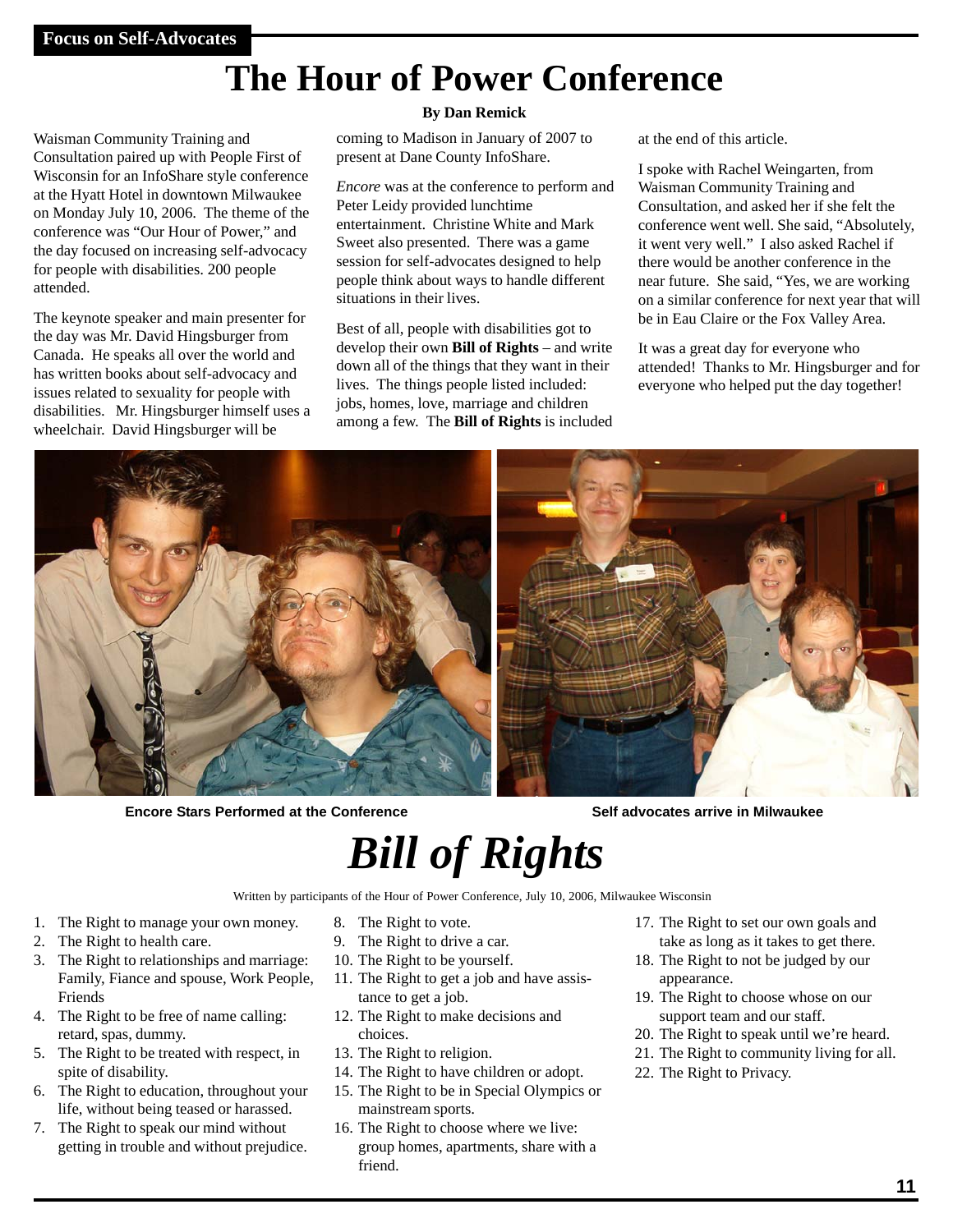**Focus on Self-Advocates**

# The Hour of Power Conference

**By Dan Remick**

Waisman Community Training and Consultation paired up with People First of Wisconsin for an InfoShare style conference at the Hyatt Hotel in downtown Milwaukee on Monday July 10, 2006. The theme of the conference was "Our Hour of Power," and the day focused on increasing self-advocacy for people with disabilities. 200 people attended.

The keynote speaker and main presenter for the day was Mr. David Hingsburger from Canada. He speaks all over the world and has written books about self-advocacy and issues related to sexuality for people with disabilities. Mr. Hingsburger himself uses a wheelchair. David Hingsburger will be coming to Madison in January of 2007 to present at Dane County InfoShare.

*Encore* was at the conference to perform and Peter Leidy provided lunchtime entertainment. Christine White and Mark Sweet also presented. There was a game session for self-advocates designed to help people think about ways to handle different situations in their lives.

Best of all, people with disabilities got to develop their own **Bill of Rights** – and write down all of the things that they want in their lives. The things people listed included: jobs, homes, love, marriage and children among a few. The **Bill of Rights** is included at the end of this article.

I spoke with Rachel Weingarten, from Waisman Community Training and Consultation, and asked her if she felt the conference went well. She said, "Absolutely, it went very well." I also asked Rachel if there would be another conference in the near future. She said, "Yes, we are working on a similar conference for next year that will be in Eau Claire or the Fox Valley Area.

It was a great day for everyone who attended! Thanks to Mr. Hingsburger and for everyone who helped put the day together!

**Encore Stars Performed at the Conference**

**Self advocates arrive in Milwaukee**

# *Bill of Rights*

Written by participants of the Hour of Power Conference, July 10, 2006, Milwaukee Wisconsin

1. The Right to manage your own money.
2. The Right to health care.
3. The Right to relationships and marriage: Family, Fiance and spouse, Work People, Friends
4. The Right to be free of name calling: retard, spas, dummy.
5. The Right to be treated with respect, in spite of disability.
6. The Right to education, throughout your life, without being teased or harassed.
7. The Right to speak our mind without getting in trouble and without prejudice.
8. The Right to vote.
9. The Right to drive a car.
10. The Right to be yourself.
11. The Right to get a job and have assistance to get a job.
12. The Right to make decisions and choices.
13. The Right to religion.
14. The Right to have children or adopt.
15. The Right to be in Special Olympics or mainstream sports.
16. The Right to choose where we live: group homes, apartments, share with a friend.
17. The Right to set our own goals and take as long as it takes to get there.
18. The Right to not be judged by our appearance.
19. The Right to choose whose on our support team and our staff.
20. The Right to speak until we're heard.
21. The Right to community living for all.
22. The Right to Privacy.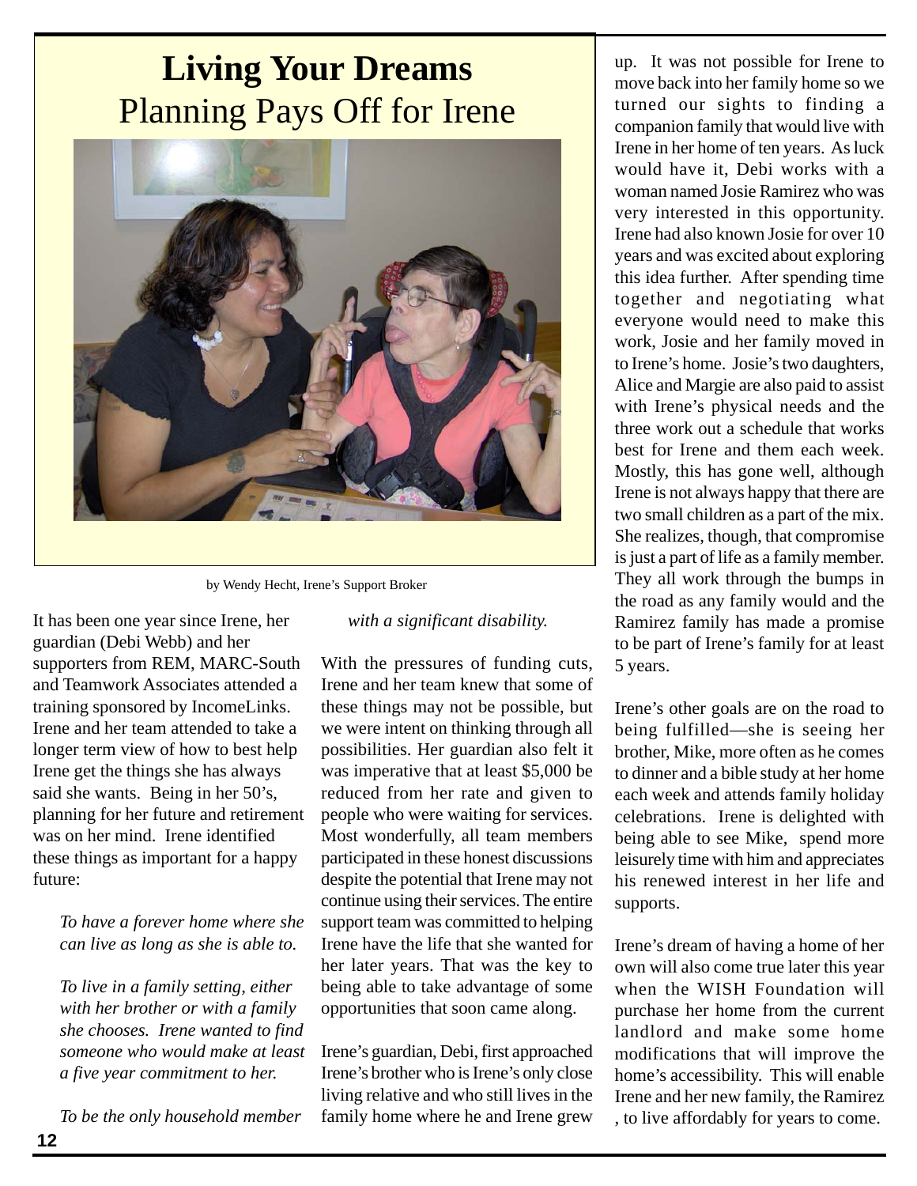# Living Your Dreams

## Planning Pays Off for Irene

by Wendy Hecht, Irene's Support Broker

It has been one year since Irene, her guardian (Debi Webb) and her supporters from REM, MARC-South and Teamwork Associates attended a training sponsored by IncomeLinks. Irene and her team attended to take a longer term view of how to best help Irene get the things she has always said she wants. Being in her 50's, planning for her future and retirement was on her mind. Irene identified these things as important for a happy future:

*To have a forever home where she can live as long as she is able to.*

*To live in a family setting, either with her brother or with a family she chooses. Irene wanted to find someone who would make at least a five year commitment to her.*

*To be the only household member with a significant disability.*

With the pressures of funding cuts, Irene and her team knew that some of these things may not be possible, but we were intent on thinking through all possibilities. Her guardian also felt it was imperative that at least $5,000 be reduced from her rate and given to people who were waiting for services. Most wonderfully, all team members participated in these honest discussions despite the potential that Irene may not continue using their services. The entire support team was committed to helping Irene have the life that she wanted for her later years. That was the key to being able to take advantage of some opportunities that soon came along.

Irene's guardian, Debi, first approached Irene's brother who is Irene's only close living relative and who still lives in the family home where he and Irene grew up. It was not possible for Irene to move back into her family home so we turned our sights to finding a companion family that would live with Irene in her home of ten years. As luck would have it, Debi works with a woman named Josie Ramirez who was very interested in this opportunity. Irene had also known Josie for over 10 years and was excited about exploring this idea further. After spending time together and negotiating what everyone would need to make this work, Josie and her family moved in to Irene's home. Josie's two daughters, Alice and Margie are also paid to assist with Irene's physical needs and the three work out a schedule that works best for Irene and them each week. Mostly, this has gone well, although Irene is not always happy that there are two small children as a part of the mix. She realizes, though, that compromise is just a part of life as a family member. They all work through the bumps in the road as any family would and the Ramirez family has made a promise to be part of Irene's family for at least 5 years.

Irene's other goals are on the road to being fulfilled—she is seeing her brother, Mike, more often as he comes to dinner and a bible study at her home each week and attends family holiday celebrations. Irene is delighted with being able to see Mike, spend more leisurely time with him and appreciates his renewed interest in her life and supports.

Irene's dream of having a home of her own will also come true later this year when the WISH Foundation will purchase her home from the current landlord and make some home modifications that will improve the home's accessibility. This will enable Irene and her new family, the Ramirez , to live affordably for years to come.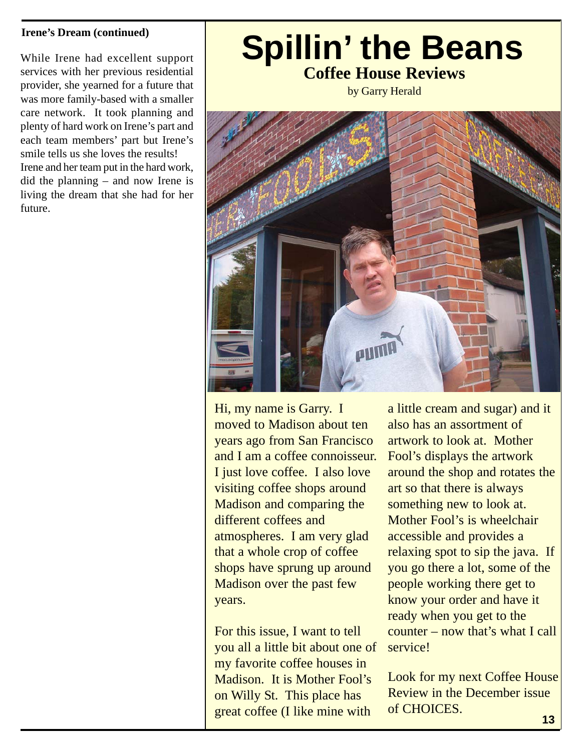**Irene's Dream (continued)**

While Irene had excellent support services with her previous residential provider, she yearned for a future that was more family-based with a smaller care network. It took planning and plenty of hard work on Irene's part and each team members' part but Irene's smile tells us she loves the results!

Irene and her team put in the hard work, did the planning – and now Irene is living the dream that she had for her future.

# Spillin' the Beans

## Coffee House Reviews

by Garry Herald

Hi, my name is Garry. I moved to Madison about ten years ago from San Francisco and I am a coffee connoisseur. I just love coffee. I also love visiting coffee shops around Madison and comparing the different coffees and atmospheres. I am very glad that a whole crop of coffee shops have sprung up around Madison over the past few years.

For this issue, I want to tell you all a little bit about one of my favorite coffee houses in Madison. It is Mother Fool's on Willy St. This place has great coffee (I like mine with a little cream and sugar) and it also has an assortment of artwork to look at. Mother Fool's displays the artwork around the shop and rotates the art so that there is always something new to look at. Mother Fool's is wheelchair accessible and provides a relaxing spot to sip the java. If you go there a lot, some of the people working there get to know your order and have it ready when you get to the counter – now that's what I call service!

Look for my next Coffee House Review in the December issue of CHOICES.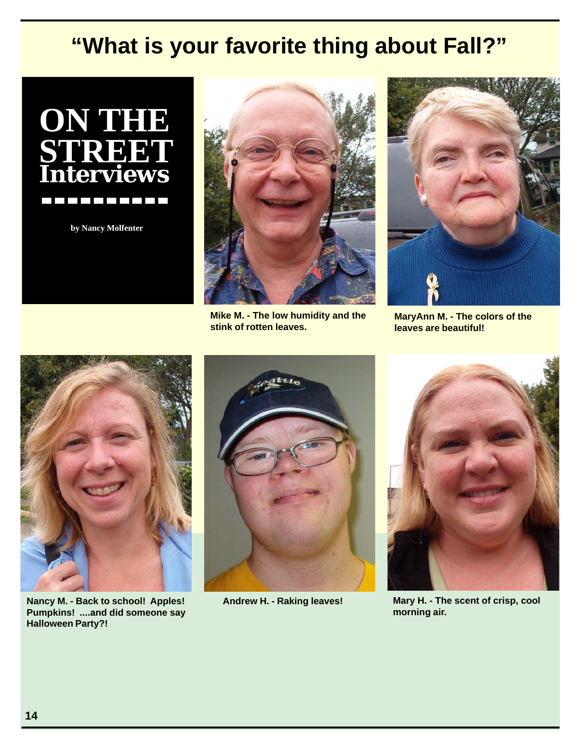# "What is your favorite thing about Fall?"

## ON THE STREET Interviews

**by Nancy Molfenter**

**Mike M. - The low humidity and the stink of rotten leaves.**

**MaryAnn M. - The colors of the leaves are beautiful!**

**Nancy M. - Back to school! Apples! Pumpkins! ....and did someone say Halloween Party?!**

**Andrew H. - Raking leaves!**

**Mary H. - The scent of crisp, cool morning air.**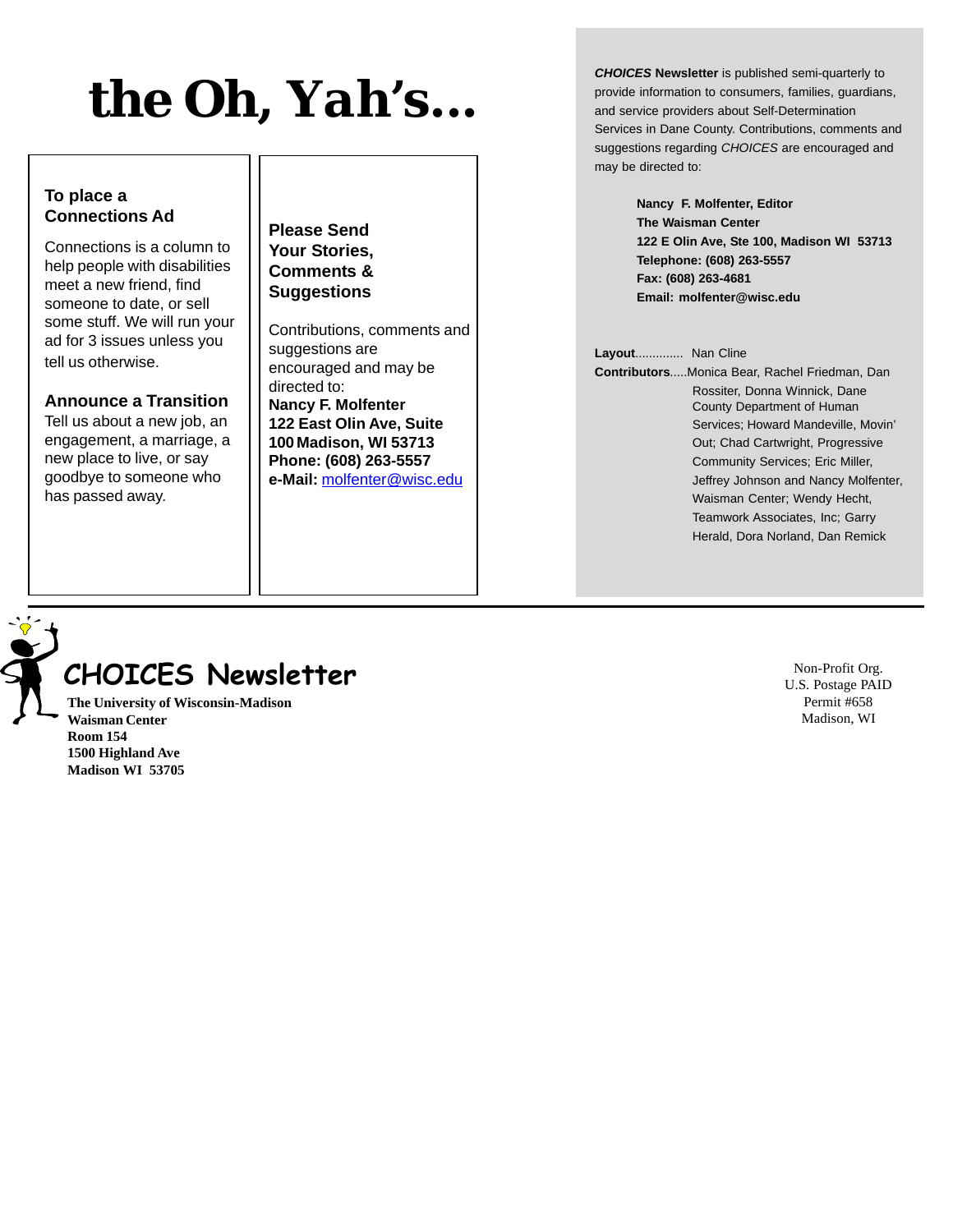# the Oh, Yah's…

### To place a Connections Ad

Connections is a column to help people with disabilities meet a new friend, find someone to date, or sell some stuff. We will run your ad for 3 issues unless you tell us otherwise.

### Announce a Transition

Tell us about a new job, an engagement, a marriage, a new place to live, or say goodbye to someone who has passed away.

### Please Send Your Stories, Comments & Suggestions

Contributions, comments and suggestions are encouraged and may be directed to:

**Nancy F. Molfenter**
**122 East Olin Ave, Suite 100 Madison, WI 53713**
**Phone: (608) 263-5557**
**e-Mail:** molfenter@wisc.edu

***CHOICES* Newsletter** is published semi-quarterly to provide information to consumers, families, guardians, and service providers about Self-Determination Services in Dane County. Contributions, comments and suggestions regarding *CHOICES* are encouraged and may be directed to:

**Nancy F. Molfenter, Editor**
**The Waisman Center**
**122 E Olin Ave, Ste 100, Madison WI 53713**
**Telephone: (608) 263-5557**
**Fax: (608) 263-4681**
**Email: molfenter@wisc.edu**

**Layout**.............. Nan Cline

**Contributors**.....Monica Bear, Rachel Friedman, Dan Rossiter, Donna Winnick, Dane County Department of Human Services; Howard Mandeville, Movin' Out; Chad Cartwright, Progressive Community Services; Eric Miller, Jeffrey Johnson and Nancy Molfenter, Waisman Center; Wendy Hecht, Teamwork Associates, Inc; Garry Herald, Dora Norland, Dan Remick

---

## CHOICES Newsletter

**The University of Wisconsin-Madison**
**Waisman Center**
**Room 154**
**1500 Highland Ave**
**Madison WI 53705**

Non-Profit Org.
U.S. Postage PAID
Permit #658
Madison, WI